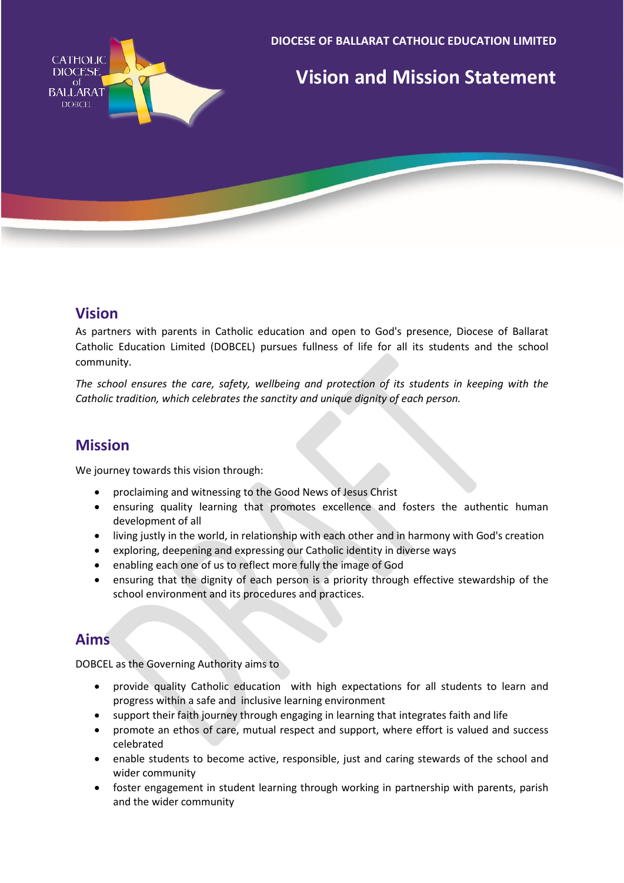DIOCESE OF BALLARAT CATHOLIC EDUCATION LIMITED

# Vision and Mission Statement

## Vision

As partners with parents in Catholic education and open to God's presence, Diocese of Ballarat Catholic Education Limited (DOBCEL) pursues fullness of life for all its students and the school community.

*The school ensures the care, safety, wellbeing and protection of its students in keeping with the Catholic tradition, which celebrates the sanctity and unique dignity of each person.*

## Mission

We journey towards this vision through:

- proclaiming and witnessing to the Good News of Jesus Christ
- ensuring quality learning that promotes excellence and fosters the authentic human development of all
- living justly in the world, in relationship with each other and in harmony with God's creation
- exploring, deepening and expressing our Catholic identity in diverse ways
- enabling each one of us to reflect more fully the image of God
- ensuring that the dignity of each person is a priority through effective stewardship of the school environment and its procedures and practices.

## Aims

DOBCEL as the Governing Authority aims to

- provide quality Catholic education with high expectations for all students to learn and progress within a safe and inclusive learning environment
- support their faith journey through engaging in learning that integrates faith and life
- promote an ethos of care, mutual respect and support, where effort is valued and success celebrated
- enable students to become active, responsible, just and caring stewards of the school and wider community
- foster engagement in student learning through working in partnership with parents, parish and the wider community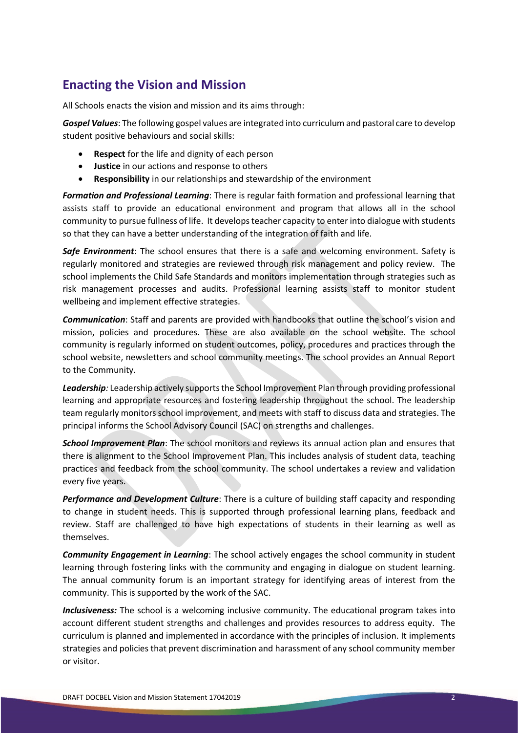## Enacting the Vision and Mission

All Schools enacts the vision and mission and its aims through:

***Gospel Values***: The following gospel values are integrated into curriculum and pastoral care to develop student positive behaviours and social skills:

- **Respect** for the life and dignity of each person
- **Justice** in our actions and response to others
- **Responsibility** in our relationships and stewardship of the environment

***Formation and Professional Learning***: There is regular faith formation and professional learning that assists staff to provide an educational environment and program that allows all in the school community to pursue fullness of life. It develops teacher capacity to enter into dialogue with students so that they can have a better understanding of the integration of faith and life.

***Safe Environment***: The school ensures that there is a safe and welcoming environment. Safety is regularly monitored and strategies are reviewed through risk management and policy review. The school implements the Child Safe Standards and monitors implementation through strategies such as risk management processes and audits. Professional learning assists staff to monitor student wellbeing and implement effective strategies.

***Communication***: Staff and parents are provided with handbooks that outline the school's vision and mission, policies and procedures. These are also available on the school website. The school community is regularly informed on student outcomes, policy, procedures and practices through the school website, newsletters and school community meetings. The school provides an Annual Report to the Community.

***Leadership**:* Leadership actively supports the School Improvement Plan through providing professional learning and appropriate resources and fostering leadership throughout the school. The leadership team regularly monitors school improvement, and meets with staff to discuss data and strategies. The principal informs the School Advisory Council (SAC) on strengths and challenges.

***School Improvement Plan***: The school monitors and reviews its annual action plan and ensures that there is alignment to the School Improvement Plan. This includes analysis of student data, teaching practices and feedback from the school community. The school undertakes a review and validation every five years.

***Performance and Development Culture***: There is a culture of building staff capacity and responding to change in student needs. This is supported through professional learning plans, feedback and review. Staff are challenged to have high expectations of students in their learning as well as themselves.

***Community Engagement in Learning***: The school actively engages the school community in student learning through fostering links with the community and engaging in dialogue on student learning. The annual community forum is an important strategy for identifying areas of interest from the community. This is supported by the work of the SAC.

***Inclusiveness:*** The school is a welcoming inclusive community. The educational program takes into account different student strengths and challenges and provides resources to address equity. The curriculum is planned and implemented in accordance with the principles of inclusion. It implements strategies and policies that prevent discrimination and harassment of any school community member or visitor.